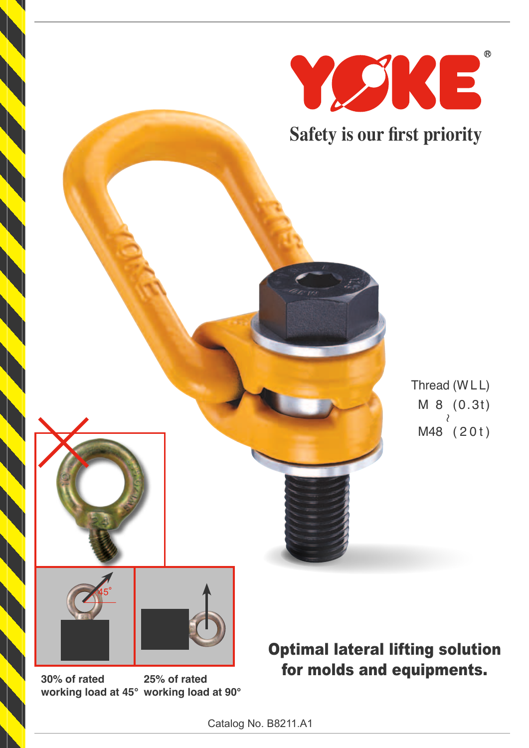# YOKE®

**Safety is our first priority**

Thread (WLL)
M 8 (0.3t)
~
M48 (20t)

30% of rated working load at 45°

25% of rated working load at 90°

## Optimal lateral lifting solution for molds and equipments.

Catalog No. B8211.A1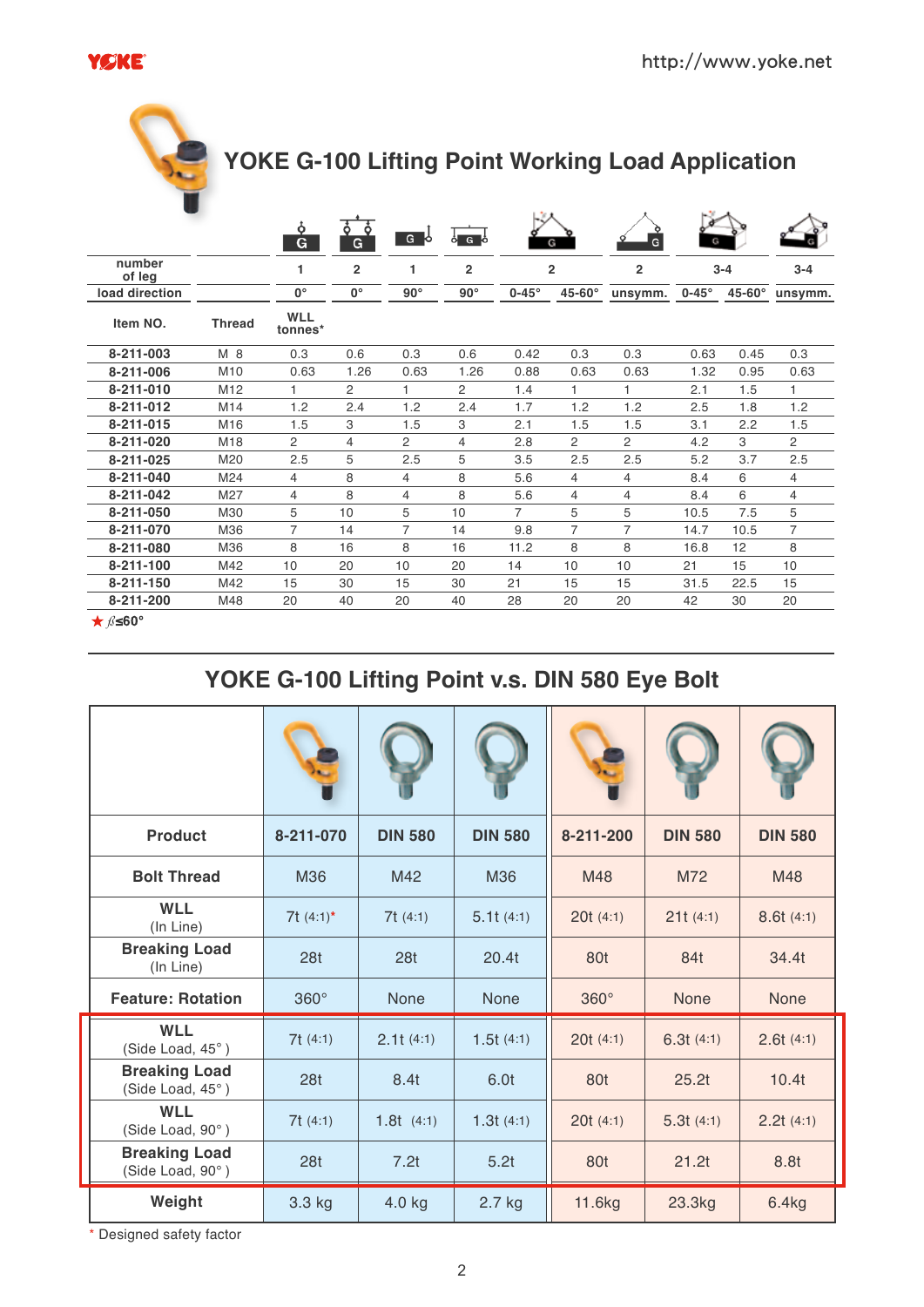# YOKE G-100 Lifting Point Working Load Application

| number of leg | | 1 | 2 | 1 | 2 | 2 | | 2 | 3-4 | | 3-4 |
|---|---|---|---|---|---|---|---|---|---|---|---|
| load direction | | 0° | 0° | 90° | 90° | 0-45° | 45-60° | unsymm. | 0-45° | 45-60° | unsymm. |
| Item NO. | Thread | WLL tonnes* | | | | | | | | | |
| 8-211-003 | M 8 | 0.3 | 0.6 | 0.3 | 0.6 | 0.42 | 0.3 | 0.3 | 0.63 | 0.45 | 0.3 |
| 8-211-006 | M10 | 0.63 | 1.26 | 0.63 | 1.26 | 0.88 | 0.63 | 0.63 | 1.32 | 0.95 | 0.63 |
| 8-211-010 | M12 | 1 | 2 | 1 | 2 | 1.4 | 1 | 1 | 2.1 | 1.5 | 1 |
| 8-211-012 | M14 | 1.2 | 2.4 | 1.2 | 2.4 | 1.7 | 1.2 | 1.2 | 2.5 | 1.8 | 1.2 |
| 8-211-015 | M16 | 1.5 | 3 | 1.5 | 3 | 2.1 | 1.5 | 1.5 | 3.1 | 2.2 | 1.5 |
| 8-211-020 | M18 | 2 | 4 | 2 | 4 | 2.8 | 2 | 2 | 4.2 | 3 | 2 |
| 8-211-025 | M20 | 2.5 | 5 | 2.5 | 5 | 3.5 | 2.5 | 2.5 | 5.2 | 3.7 | 2.5 |
| 8-211-040 | M24 | 4 | 8 | 4 | 8 | 5.6 | 4 | 4 | 8.4 | 6 | 4 |
| 8-211-042 | M27 | 4 | 8 | 4 | 8 | 5.6 | 4 | 4 | 8.4 | 6 | 4 |
| 8-211-050 | M30 | 5 | 10 | 5 | 10 | 7 | 5 | 5 | 10.5 | 7.5 | 5 |
| 8-211-070 | M36 | 7 | 14 | 7 | 14 | 9.8 | 7 | 7 | 14.7 | 10.5 | 7 |
| 8-211-080 | M36 | 8 | 16 | 8 | 16 | 11.2 | 8 | 8 | 16.8 | 12 | 8 |
| 8-211-100 | M42 | 10 | 20 | 10 | 20 | 14 | 10 | 10 | 21 | 15 | 10 |
| 8-211-150 | M42 | 15 | 30 | 15 | 30 | 21 | 15 | 15 | 31.5 | 22.5 | 15 |
| 8-211-200 | M48 | 20 | 40 | 20 | 40 | 28 | 20 | 20 | 42 | 30 | 20 |

★ $\beta \leq 60°$

# YOKE G-100 Lifting Point v.s. DIN 580 Eye Bolt

| Product | 8-211-070 | DIN 580 | DIN 580 | 8-211-200 | DIN 580 | DIN 580 |
|---|---|---|---|---|---|---|
| Bolt Thread | M36 | M42 | M36 | M48 | M72 | M48 |
| WLL (In Line) | 7t (4:1)* | 7t (4:1) | 5.1t (4:1) | 20t (4:1) | 21t (4:1) | 8.6t (4:1) |
| Breaking Load (In Line) | 28t | 28t | 20.4t | 80t | 84t | 34.4t |
| Feature: Rotation | 360° | None | None | 360° | None | None |
| WLL (Side Load, 45°) | 7t (4:1) | 2.1t (4:1) | 1.5t (4:1) | 20t (4:1) | 6.3t (4:1) | 2.6t (4:1) |
| Breaking Load (Side Load, 45°) | 28t | 8.4t | 6.0t | 80t | 25.2t | 10.4t |
| WLL (Side Load, 90°) | 7t (4:1) | 1.8t (4:1) | 1.3t (4:1) | 20t (4:1) | 5.3t (4:1) | 2.2t (4:1) |
| Breaking Load (Side Load, 90°) | 28t | 7.2t | 5.2t | 80t | 21.2t | 8.8t |
| Weight | 3.3 kg | 4.0 kg | 2.7 kg | 11.6kg | 23.3kg | 6.4kg |

\* Designed safety factor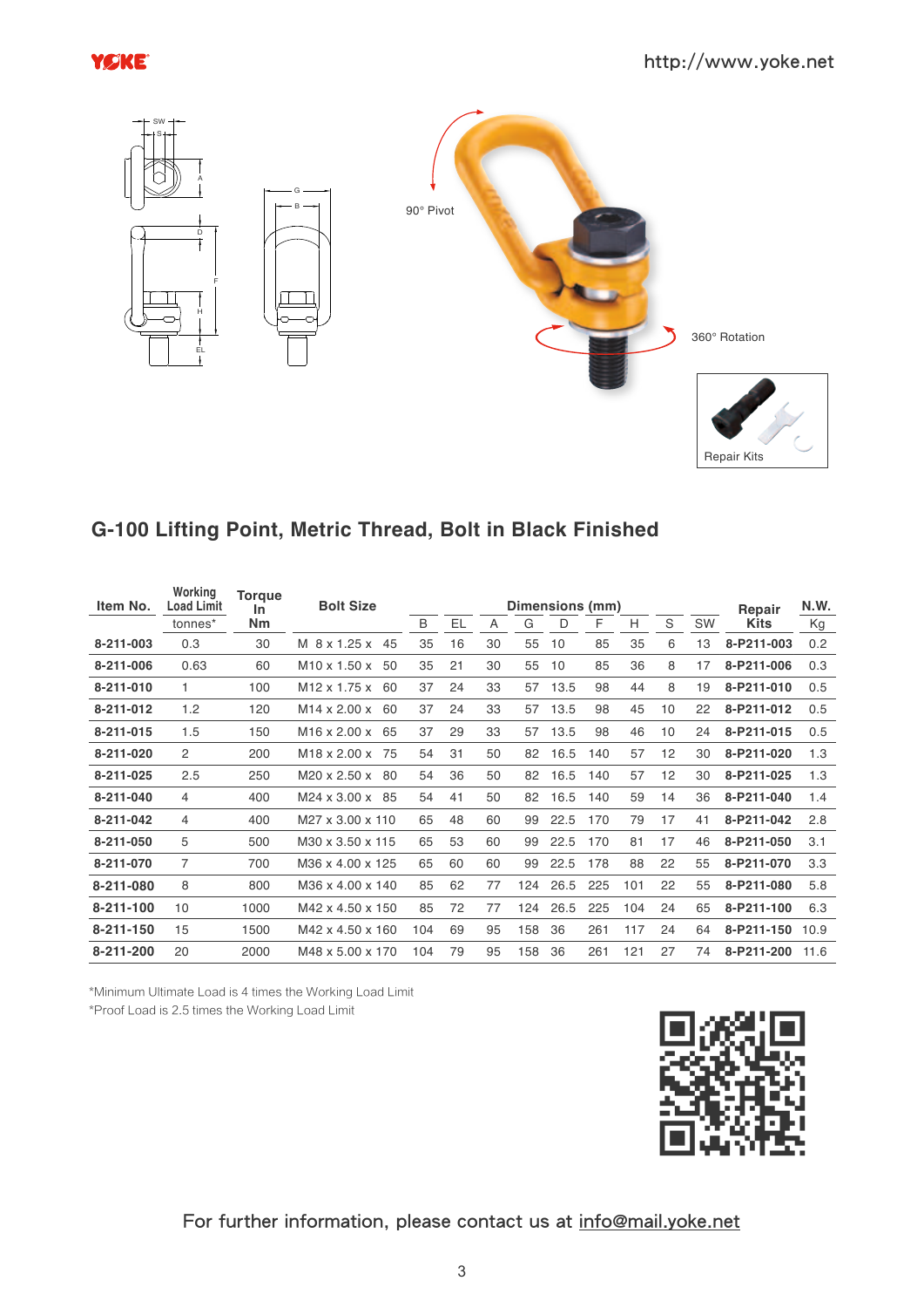## G-100 Lifting Point, Metric Thread, Bolt in Black Finished

| Item No. | Working Load Limit | Torque In Nm | Bolt Size | Dimensions (mm) | | | | | | | | | Repair Kits | N.W. |
|---|---|---|---|---|---|---|---|---|---|---|---|---|---|---|
| | tonnes* | | | B | EL | A | G | D | F | H | S | SW | | Kg |
| 8-211-003 | 0.3 | 30 | M 8 x 1.25 x 45 | 35 | 16 | 30 | 55 | 10 | 85 | 35 | 6 | 13 | 8-P211-003 | 0.2 |
| 8-211-006 | 0.63 | 60 | M10 x 1.50 x 50 | 35 | 21 | 30 | 55 | 10 | 85 | 36 | 8 | 17 | 8-P211-006 | 0.3 |
| 8-211-010 | 1 | 100 | M12 x 1.75 x 60 | 37 | 24 | 33 | 57 | 13.5 | 98 | 44 | 8 | 19 | 8-P211-010 | 0.5 |
| 8-211-012 | 1.2 | 120 | M14 x 2.00 x 60 | 37 | 24 | 33 | 57 | 13.5 | 98 | 45 | 10 | 22 | 8-P211-012 | 0.5 |
| 8-211-015 | 1.5 | 150 | M16 x 2.00 x 65 | 37 | 29 | 33 | 57 | 13.5 | 98 | 46 | 10 | 24 | 8-P211-015 | 0.5 |
| 8-211-020 | 2 | 200 | M18 x 2.00 x 75 | 54 | 31 | 50 | 82 | 16.5 | 140 | 57 | 12 | 30 | 8-P211-020 | 1.3 |
| 8-211-025 | 2.5 | 250 | M20 x 2.50 x 80 | 54 | 36 | 50 | 82 | 16.5 | 140 | 57 | 12 | 30 | 8-P211-025 | 1.3 |
| 8-211-040 | 4 | 400 | M24 x 3.00 x 85 | 54 | 41 | 50 | 82 | 16.5 | 140 | 59 | 14 | 36 | 8-P211-040 | 1.4 |
| 8-211-042 | 4 | 400 | M27 x 3.00 x 110 | 65 | 48 | 60 | 99 | 22.5 | 170 | 79 | 17 | 41 | 8-P211-042 | 2.8 |
| 8-211-050 | 5 | 500 | M30 x 3.50 x 115 | 65 | 53 | 60 | 99 | 22.5 | 170 | 81 | 17 | 46 | 8-P211-050 | 3.1 |
| 8-211-070 | 7 | 700 | M36 x 4.00 x 125 | 65 | 60 | 60 | 99 | 22.5 | 178 | 88 | 22 | 55 | 8-P211-070 | 3.3 |
| 8-211-080 | 8 | 800 | M36 x 4.00 x 140 | 85 | 62 | 77 | 124 | 26.5 | 225 | 101 | 22 | 55 | 8-P211-080 | 5.8 |
| 8-211-100 | 10 | 1000 | M42 x 4.50 x 150 | 85 | 72 | 77 | 124 | 26.5 | 225 | 104 | 24 | 65 | 8-P211-100 | 6.3 |
| 8-211-150 | 15 | 1500 | M42 x 4.50 x 160 | 104 | 69 | 95 | 158 | 36 | 261 | 117 | 24 | 64 | 8-P211-150 | 10.9 |
| 8-211-200 | 20 | 2000 | M48 x 5.00 x 170 | 104 | 79 | 95 | 158 | 36 | 261 | 121 | 27 | 74 | 8-P211-200 | 11.6 |

*Minimum Ultimate Load is 4 times the Working Load Limit
*Proof Load is 2.5 times the Working Load Limit

For further information, please contact us at info@mail.yoke.net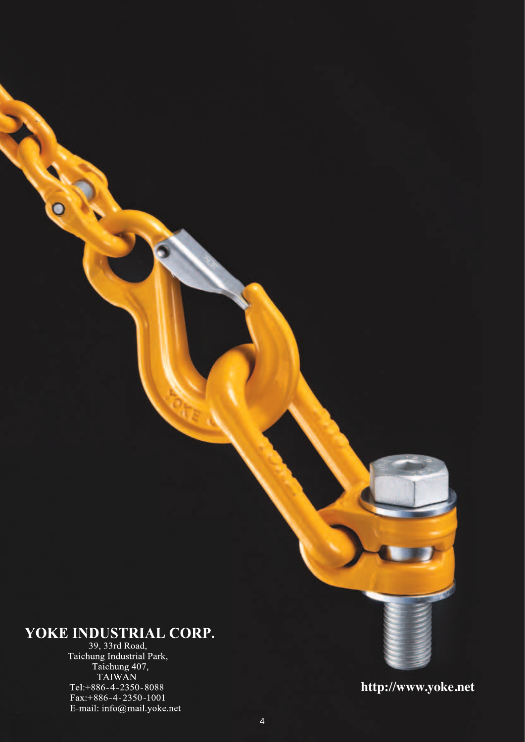# YOKE INDUSTRIAL CORP.

39, 33rd Road,
Taichung Industrial Park,
Taichung 407,
TAIWAN
Tel:+886-4-2350-8088
Fax:+886-4-2350-1001
E-mail: info@mail.yoke.net

**http://www.yoke.net**